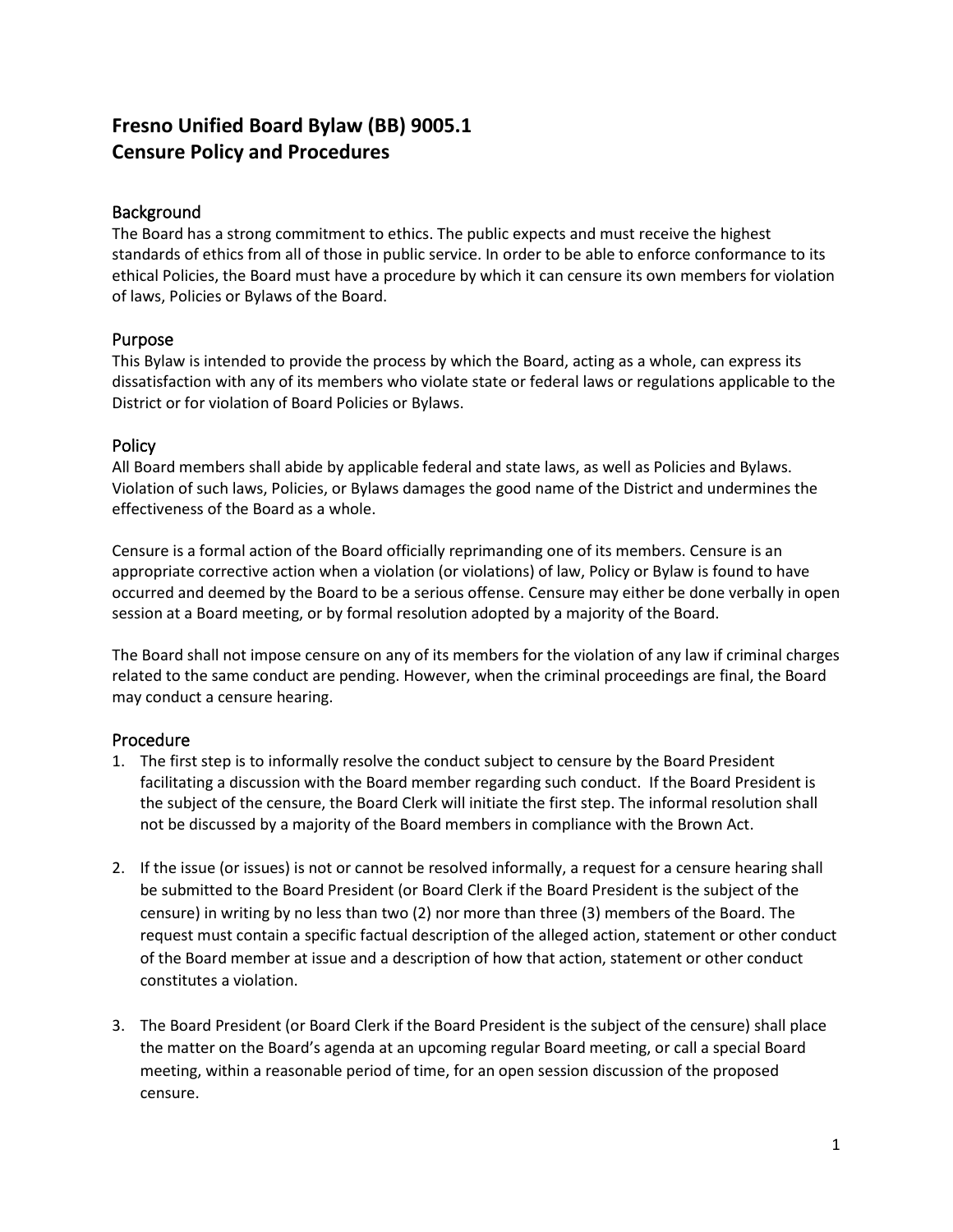# Fresno Unified Board Bylaw (BB) 9005.1
# Censure Policy and Procedures

## Background

The Board has a strong commitment to ethics. The public expects and must receive the highest standards of ethics from all of those in public service. In order to be able to enforce conformance to its ethical Policies, the Board must have a procedure by which it can censure its own members for violation of laws, Policies or Bylaws of the Board.

## Purpose

This Bylaw is intended to provide the process by which the Board, acting as a whole, can express its dissatisfaction with any of its members who violate state or federal laws or regulations applicable to the District or for violation of Board Policies or Bylaws.

## Policy

All Board members shall abide by applicable federal and state laws, as well as Policies and Bylaws. Violation of such laws, Policies, or Bylaws damages the good name of the District and undermines the effectiveness of the Board as a whole.

Censure is a formal action of the Board officially reprimanding one of its members. Censure is an appropriate corrective action when a violation (or violations) of law, Policy or Bylaw is found to have occurred and deemed by the Board to be a serious offense. Censure may either be done verbally in open session at a Board meeting, or by formal resolution adopted by a majority of the Board.

The Board shall not impose censure on any of its members for the violation of any law if criminal charges related to the same conduct are pending. However, when the criminal proceedings are final, the Board may conduct a censure hearing.

## Procedure

1. The first step is to informally resolve the conduct subject to censure by the Board President facilitating a discussion with the Board member regarding such conduct. If the Board President is the subject of the censure, the Board Clerk will initiate the first step. The informal resolution shall not be discussed by a majority of the Board members in compliance with the Brown Act.

2. If the issue (or issues) is not or cannot be resolved informally, a request for a censure hearing shall be submitted to the Board President (or Board Clerk if the Board President is the subject of the censure) in writing by no less than two (2) nor more than three (3) members of the Board. The request must contain a specific factual description of the alleged action, statement or other conduct of the Board member at issue and a description of how that action, statement or other conduct constitutes a violation.

3. The Board President (or Board Clerk if the Board President is the subject of the censure) shall place the matter on the Board's agenda at an upcoming regular Board meeting, or call a special Board meeting, within a reasonable period of time, for an open session discussion of the proposed censure.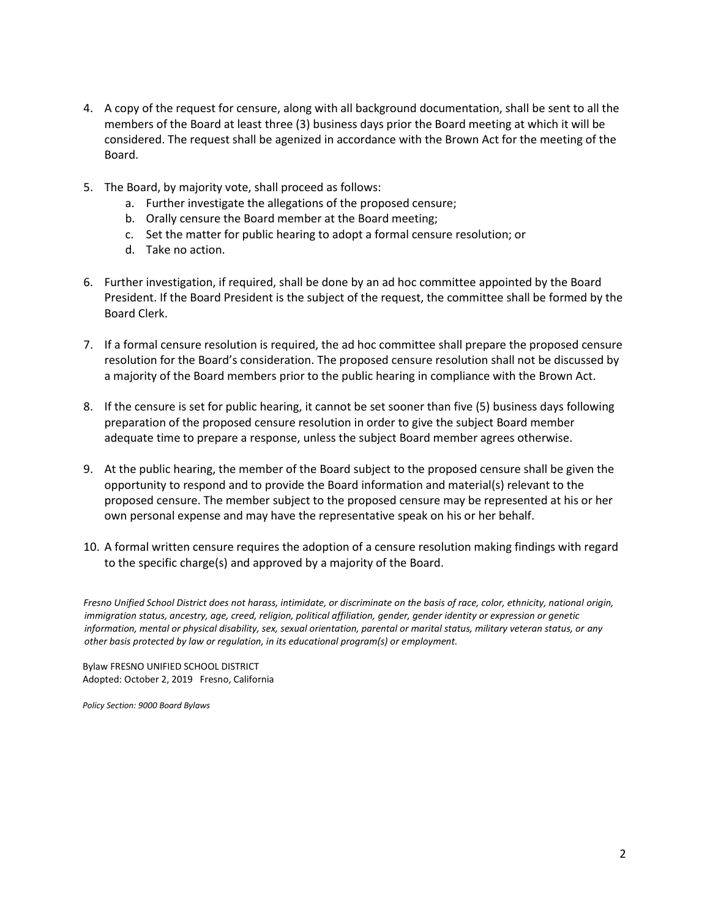4. A copy of the request for censure, along with all background documentation, shall be sent to all the members of the Board at least three (3) business days prior the Board meeting at which it will be considered. The request shall be agenized in accordance with the Brown Act for the meeting of the Board.

5. The Board, by majority vote, shall proceed as follows:
   a. Further investigate the allegations of the proposed censure;
   b. Orally censure the Board member at the Board meeting;
   c. Set the matter for public hearing to adopt a formal censure resolution; or
   d. Take no action.

6. Further investigation, if required, shall be done by an ad hoc committee appointed by the Board President. If the Board President is the subject of the request, the committee shall be formed by the Board Clerk.

7. If a formal censure resolution is required, the ad hoc committee shall prepare the proposed censure resolution for the Board's consideration. The proposed censure resolution shall not be discussed by a majority of the Board members prior to the public hearing in compliance with the Brown Act.

8. If the censure is set for public hearing, it cannot be set sooner than five (5) business days following preparation of the proposed censure resolution in order to give the subject Board member adequate time to prepare a response, unless the subject Board member agrees otherwise.

9. At the public hearing, the member of the Board subject to the proposed censure shall be given the opportunity to respond and to provide the Board information and material(s) relevant to the proposed censure. The member subject to the proposed censure may be represented at his or her own personal expense and may have the representative speak on his or her behalf.

10. A formal written censure requires the adoption of a censure resolution making findings with regard to the specific charge(s) and approved by a majority of the Board.

*Fresno Unified School District does not harass, intimidate, or discriminate on the basis of race, color, ethnicity, national origin, immigration status, ancestry, age, creed, religion, political affiliation, gender, gender identity or expression or genetic information, mental or physical disability, sex, sexual orientation, parental or marital status, military veteran status, or any other basis protected by law or regulation, in its educational program(s) or employment.*

Bylaw FRESNO UNIFIED SCHOOL DISTRICT
Adopted: October 2, 2019 Fresno, California

*Policy Section: 9000 Board Bylaws*